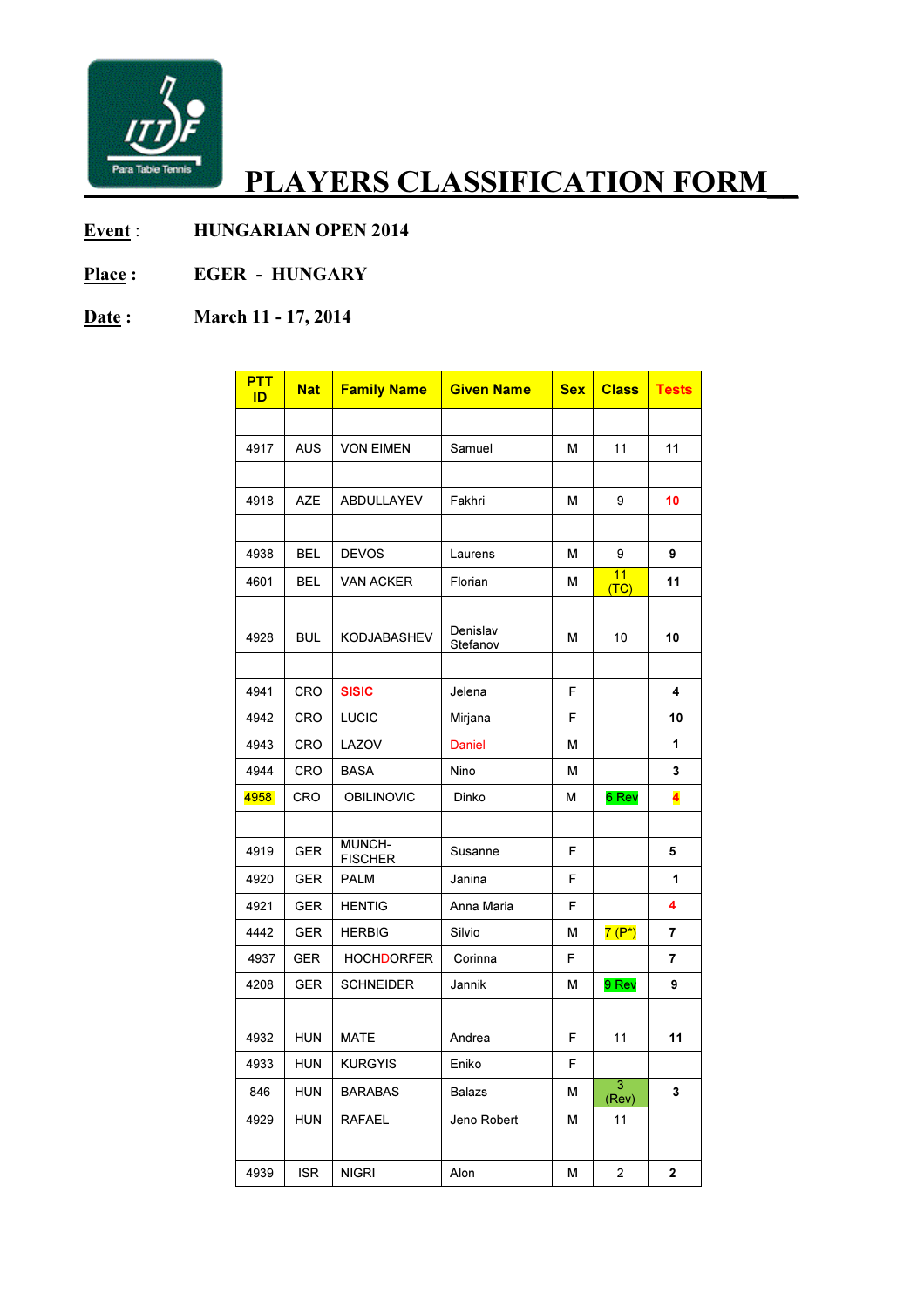ITTF Para Table Tennis

# PLAYERS CLASSIFICATION FORM

**Event** : HUNGARIAN OPEN 2014

**Place :** EGER - HUNGARY

**Date :** March 11 - 17, 2014

| PTT ID | Nat | Family Name | Given Name | Sex | Class | Tests |
|---|---|---|---|---|---|---|
| | | | | | | |
| 4917 | AUS | VON EIMEN | Samuel | M | 11 | 11 |
| | | | | | | |
| 4918 | AZE | ABDULLAYEV | Fakhri | M | 9 | 10 |
| | | | | | | |
| 4938 | BEL | DEVOS | Laurens | M | 9 | 9 |
| 4601 | BEL | VAN ACKER | Florian | M | 11 (TC) | 11 |
| | | | | | | |
| 4928 | BUL | KODJABASHEV | Denislav Stefanov | M | 10 | 10 |
| | | | | | | |
| 4941 | CRO | SISIC | Jelena | F | | 4 |
| 4942 | CRO | LUCIC | Mirjana | F | | 10 |
| 4943 | CRO | LAZOV | Daniel | M | | 1 |
| 4944 | CRO | BASA | Nino | M | | 3 |
| 4958 | CRO | OBILINOVIC | Dinko | M | 6 Rev | 4 |
| | | | | | | |
| 4919 | GER | MUNCH-FISCHER | Susanne | F | | 5 |
| 4920 | GER | PALM | Janina | F | | 1 |
| 4921 | GER | HENTIG | Anna Maria | F | | 4 |
| 4442 | GER | HERBIG | Silvio | M | 7 (P*) | 7 |
| 4937 | GER | HOCHDORFER | Corinna | F | | 7 |
| 4208 | GER | SCHNEIDER | Jannik | M | 9 Rev | 9 |
| | | | | | | |
| 4932 | HUN | MATE | Andrea | F | 11 | 11 |
| 4933 | HUN | KURGYIS | Eniko | F | | |
| 846 | HUN | BARABAS | Balazs | M | 3 (Rev) | 3 |
| 4929 | HUN | RAFAEL | Jeno Robert | M | 11 | |
| | | | | | | |
| 4939 | ISR | NIGRI | Alon | M | 2 | 2 |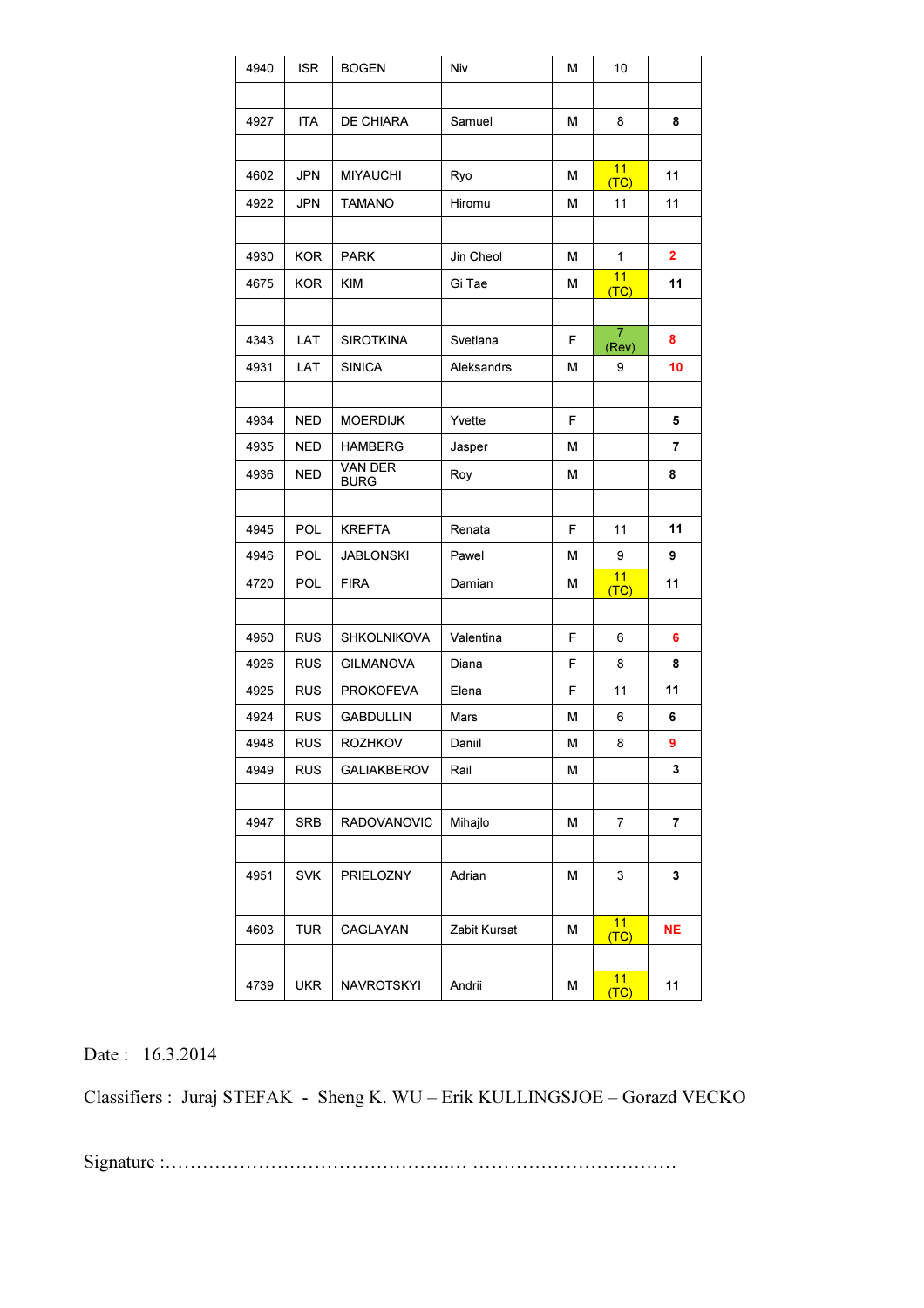| | | | | | | |
|---|---|---|---|---|---|---|
| 4940 | ISR | BOGEN | Niv | M | 10 | |
| | | | | | | |
| 4927 | ITA | DE CHIARA | Samuel | M | 8 | **8** |
| | | | | | | |
| 4602 | JPN | MIYAUCHI | Ryo | M | 11 (TC) | **11** |
| 4922 | JPN | TAMANO | Hiromu | M | 11 | **11** |
| | | | | | | |
| 4930 | KOR | PARK | Jin Cheol | M | 1 | **2** |
| 4675 | KOR | KIM | Gi Tae | M | 11 (TC) | **11** |
| | | | | | | |
| 4343 | LAT | SIROTKINA | Svetlana | F | 7 (Rev) | **8** |
| 4931 | LAT | SINICA | Aleksandrs | M | 9 | **10** |
| | | | | | | |
| 4934 | NED | MOERDIJK | Yvette | F | | **5** |
| 4935 | NED | HAMBERG | Jasper | M | | **7** |
| 4936 | NED | VAN DER BURG | Roy | M | | **8** |
| | | | | | | |
| 4945 | POL | KREFTA | Renata | F | 11 | **11** |
| 4946 | POL | JABLONSKI | Pawel | M | 9 | **9** |
| 4720 | POL | FIRA | Damian | M | 11 (TC) | **11** |
| | | | | | | |
| 4950 | RUS | SHKOLNIKOVA | Valentina | F | 6 | **6** |
| 4926 | RUS | GILMANOVA | Diana | F | 8 | **8** |
| 4925 | RUS | PROKOFEVA | Elena | F | 11 | **11** |
| 4924 | RUS | GABDULLIN | Mars | M | 6 | **6** |
| 4948 | RUS | ROZHKOV | Daniil | M | 8 | **9** |
| 4949 | RUS | GALIAKBEROV | Rail | M | | **3** |
| | | | | | | |
| 4947 | SRB | RADOVANOVIC | Mihajlo | M | 7 | **7** |
| | | | | | | |
| 4951 | SVK | PRIELOZNY | Adrian | M | 3 | **3** |
| | | | | | | |
| 4603 | TUR | CAGLAYAN | Zabit Kursat | M | 11 (TC) | **NE** |
| | | | | | | |
| 4739 | UKR | NAVROTSKYI | Andrii | M | 11 (TC) | **11** |

Date : 16.3.2014

Classifiers : Juraj STEFAK - Sheng K. WU – Erik KULLINGSJOE – Gorazd VECKO

Signature :………………………………………..… ……………………………